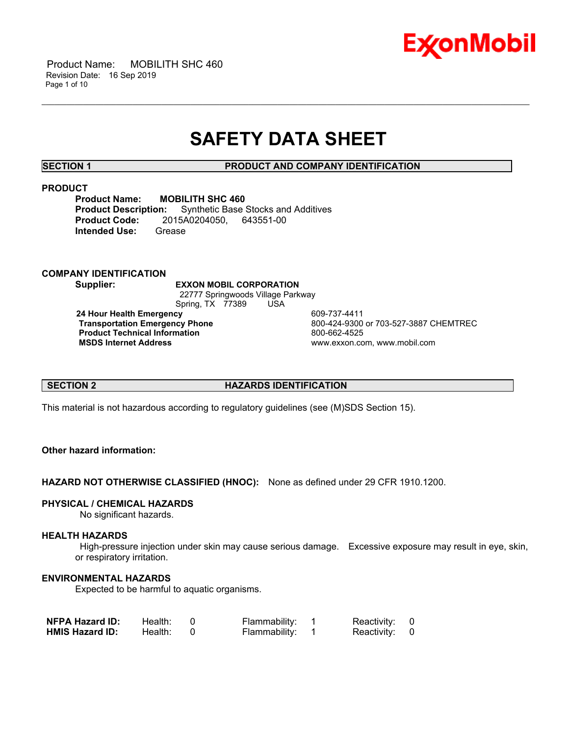# SAFETY DATA SHEET

## SECTION 1 PRODUCT AND COMPANY IDENTIFICATION

### PRODUCT

**Product Name:** **MOBILITH SHC 460**
**Product Description:** Synthetic Base Stocks and Additives
**Product Code:** 2015A0204050, 643551-00
**Intended Use:** Grease

### COMPANY IDENTIFICATION

**Supplier:** **EXXON MOBIL CORPORATION**
22777 Springwoods Village Parkway
Spring, TX 77389 USA

| | |
|---|---|
| **24 Hour Health Emergency** | 609-737-4411 |
| **Transportation Emergency Phone** | 800-424-9300 or 703-527-3887 CHEMTREC |
| **Product Technical Information** | 800-662-4525 |
| **MSDS Internet Address** | www.exxon.com, www.mobil.com |

## SECTION 2 HAZARDS IDENTIFICATION

This material is not hazardous according to regulatory guidelines (see (M)SDS Section 15).

**Other hazard information:**

**HAZARD NOT OTHERWISE CLASSIFIED (HNOC):** None as defined under 29 CFR 1910.1200.

### PHYSICAL / CHEMICAL HAZARDS

No significant hazards.

### HEALTH HAZARDS

High-pressure injection under skin may cause serious damage. Excessive exposure may result in eye, skin, or respiratory irritation.

### ENVIRONMENTAL HAZARDS

Expected to be harmful to aquatic organisms.

| | | | | | | |
|---|---|---|---|---|---|---|
| **NFPA Hazard ID:** | Health: | 0 | Flammability: | 1 | Reactivity: | 0 |
| **HMIS Hazard ID:** | Health: | 0 | Flammability: | 1 | Reactivity: | 0 |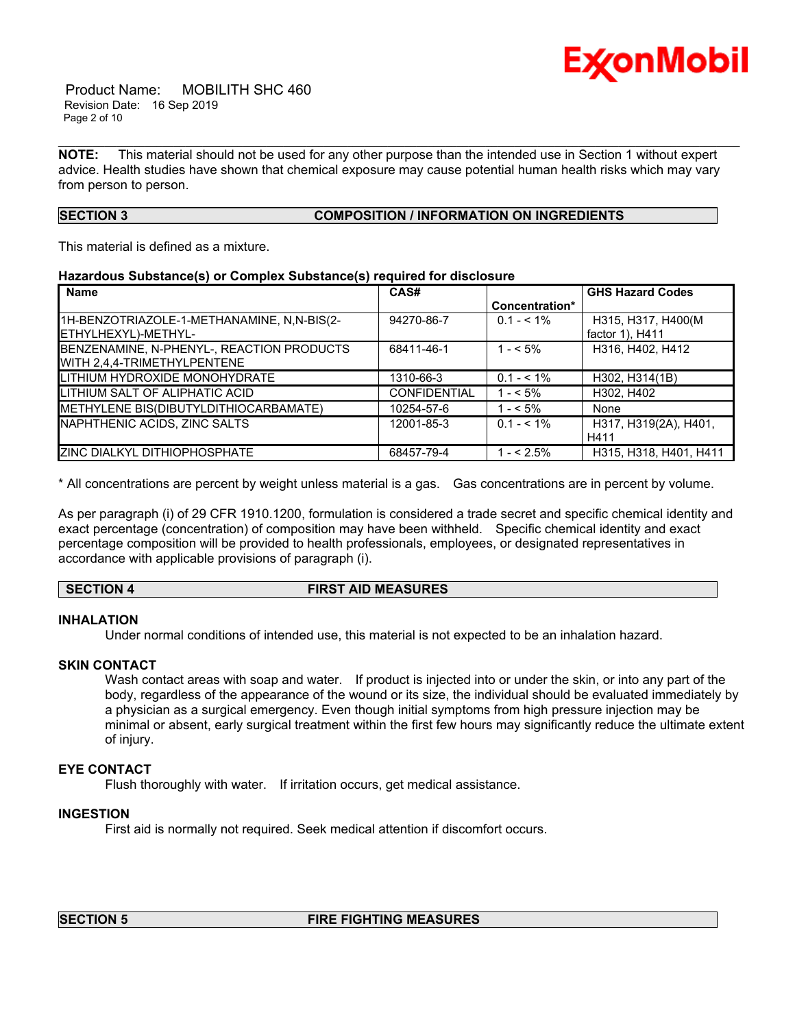**NOTE:** This material should not be used for any other purpose than the intended use in Section 1 without expert advice. Health studies have shown that chemical exposure may cause potential human health risks which may vary from person to person.

## SECTION 3 COMPOSITION / INFORMATION ON INGREDIENTS

This material is defined as a mixture.

**Hazardous Substance(s) or Complex Substance(s) required for disclosure**

| Name | CAS# | Concentration* | GHS Hazard Codes |
|---|---|---|---|
| 1H-BENZOTRIAZOLE-1-METHANAMINE, N,N-BIS(2-ETHYLHEXYL)-METHYL- | 94270-86-7 | 0.1 - < 1% | H315, H317, H400(M factor 1), H411 |
| BENZENAMINE, N-PHENYL-, REACTION PRODUCTS WITH 2,4,4-TRIMETHYLPENTENE | 68411-46-1 | 1 - < 5% | H316, H402, H412 |
| LITHIUM HYDROXIDE MONOHYDRATE | 1310-66-3 | 0.1 - < 1% | H302, H314(1B) |
| LITHIUM SALT OF ALIPHATIC ACID | CONFIDENTIAL | 1 - < 5% | H302, H402 |
| METHYLENE BIS(DIBUTYLDITHIOCARBAMATE) | 10254-57-6 | 1 - < 5% | None |
| NAPHTHENIC ACIDS, ZINC SALTS | 12001-85-3 | 0.1 - < 1% | H317, H319(2A), H401, H411 |
| ZINC DIALKYL DITHIOPHOSPHATE | 68457-79-4 | 1 - < 2.5% | H315, H318, H401, H411 |

* All concentrations are percent by weight unless material is a gas. Gas concentrations are in percent by volume.

As per paragraph (i) of 29 CFR 1910.1200, formulation is considered a trade secret and specific chemical identity and exact percentage (concentration) of composition may have been withheld. Specific chemical identity and exact percentage composition will be provided to health professionals, employees, or designated representatives in accordance with applicable provisions of paragraph (i).

## SECTION 4 FIRST AID MEASURES

### INHALATION

Under normal conditions of intended use, this material is not expected to be an inhalation hazard.

### SKIN CONTACT

Wash contact areas with soap and water. If product is injected into or under the skin, or into any part of the body, regardless of the appearance of the wound or its size, the individual should be evaluated immediately by a physician as a surgical emergency. Even though initial symptoms from high pressure injection may be minimal or absent, early surgical treatment within the first few hours may significantly reduce the ultimate extent of injury.

### EYE CONTACT

Flush thoroughly with water. If irritation occurs, get medical assistance.

### INGESTION

First aid is normally not required. Seek medical attention if discomfort occurs.

## SECTION 5 FIRE FIGHTING MEASURES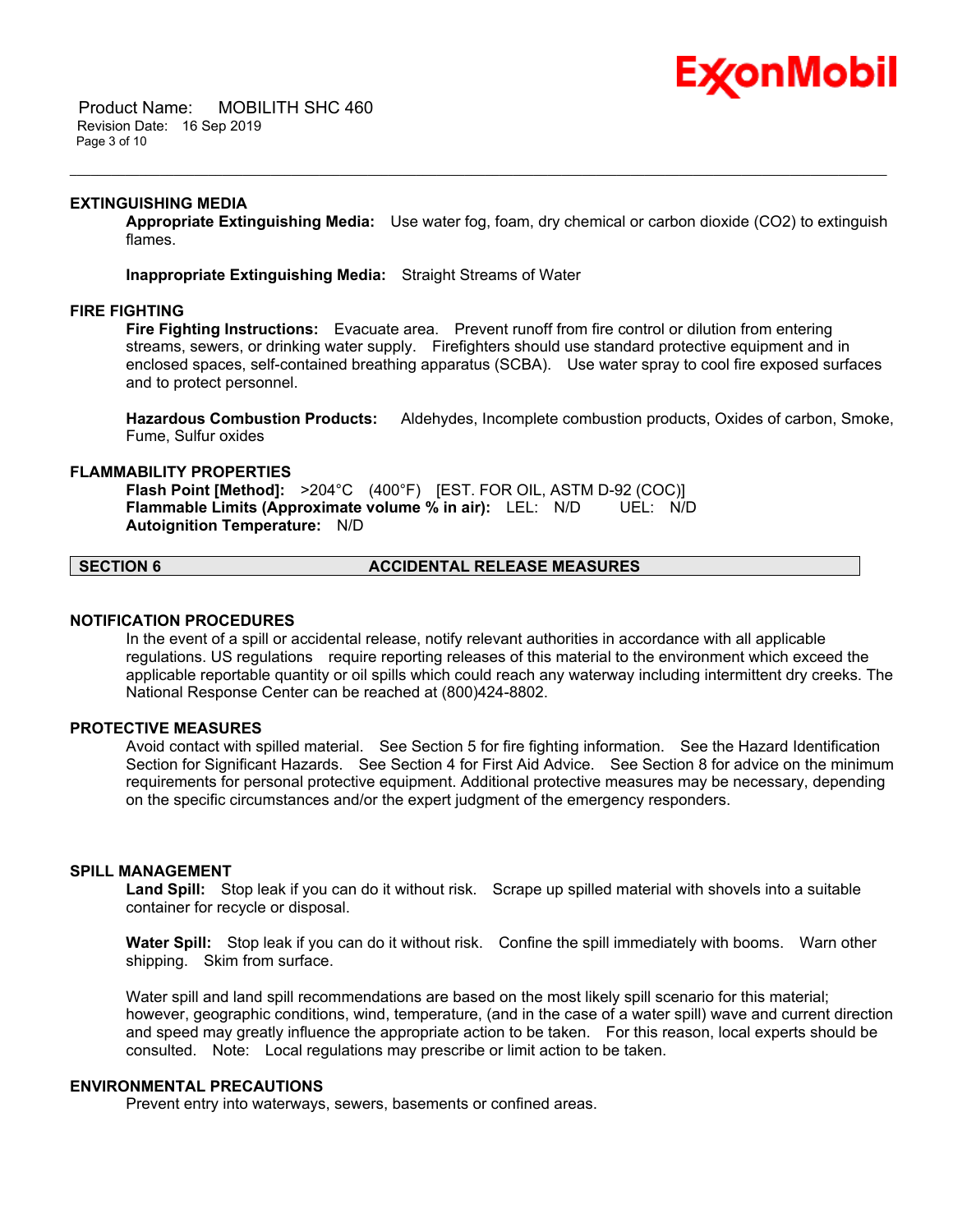### EXTINGUISHING MEDIA

**Appropriate Extinguishing Media:** Use water fog, foam, dry chemical or carbon dioxide ($CO_2$) to extinguish flames.

**Inappropriate Extinguishing Media:** Straight Streams of Water

### FIRE FIGHTING

**Fire Fighting Instructions:** Evacuate area. Prevent runoff from fire control or dilution from entering streams, sewers, or drinking water supply. Firefighters should use standard protective equipment and in enclosed spaces, self-contained breathing apparatus (SCBA). Use water spray to cool fire exposed surfaces and to protect personnel.

**Hazardous Combustion Products:** Aldehydes, Incomplete combustion products, Oxides of carbon, Smoke, Fume, Sulfur oxides

### FLAMMABILITY PROPERTIES

**Flash Point [Method]:** >204°C (400°F) [EST. FOR OIL, ASTM D-92 (COC)]
**Flammable Limits (Approximate volume % in air):** LEL: N/D UEL: N/D
**Autoignition Temperature:** N/D

## SECTION 6 ACCIDENTAL RELEASE MEASURES

### NOTIFICATION PROCEDURES

In the event of a spill or accidental release, notify relevant authorities in accordance with all applicable regulations. US regulations require reporting releases of this material to the environment which exceed the applicable reportable quantity or oil spills which could reach any waterway including intermittent dry creeks. The National Response Center can be reached at (800)424-8802.

### PROTECTIVE MEASURES

Avoid contact with spilled material. See Section 5 for fire fighting information. See the Hazard Identification Section for Significant Hazards. See Section 4 for First Aid Advice. See Section 8 for advice on the minimum requirements for personal protective equipment. Additional protective measures may be necessary, depending on the specific circumstances and/or the expert judgment of the emergency responders.

### SPILL MANAGEMENT

**Land Spill:** Stop leak if you can do it without risk. Scrape up spilled material with shovels into a suitable container for recycle or disposal.

**Water Spill:** Stop leak if you can do it without risk. Confine the spill immediately with booms. Warn other shipping. Skim from surface.

Water spill and land spill recommendations are based on the most likely spill scenario for this material; however, geographic conditions, wind, temperature, (and in the case of a water spill) wave and current direction and speed may greatly influence the appropriate action to be taken. For this reason, local experts should be consulted. Note: Local regulations may prescribe or limit action to be taken.

### ENVIRONMENTAL PRECAUTIONS

Prevent entry into waterways, sewers, basements or confined areas.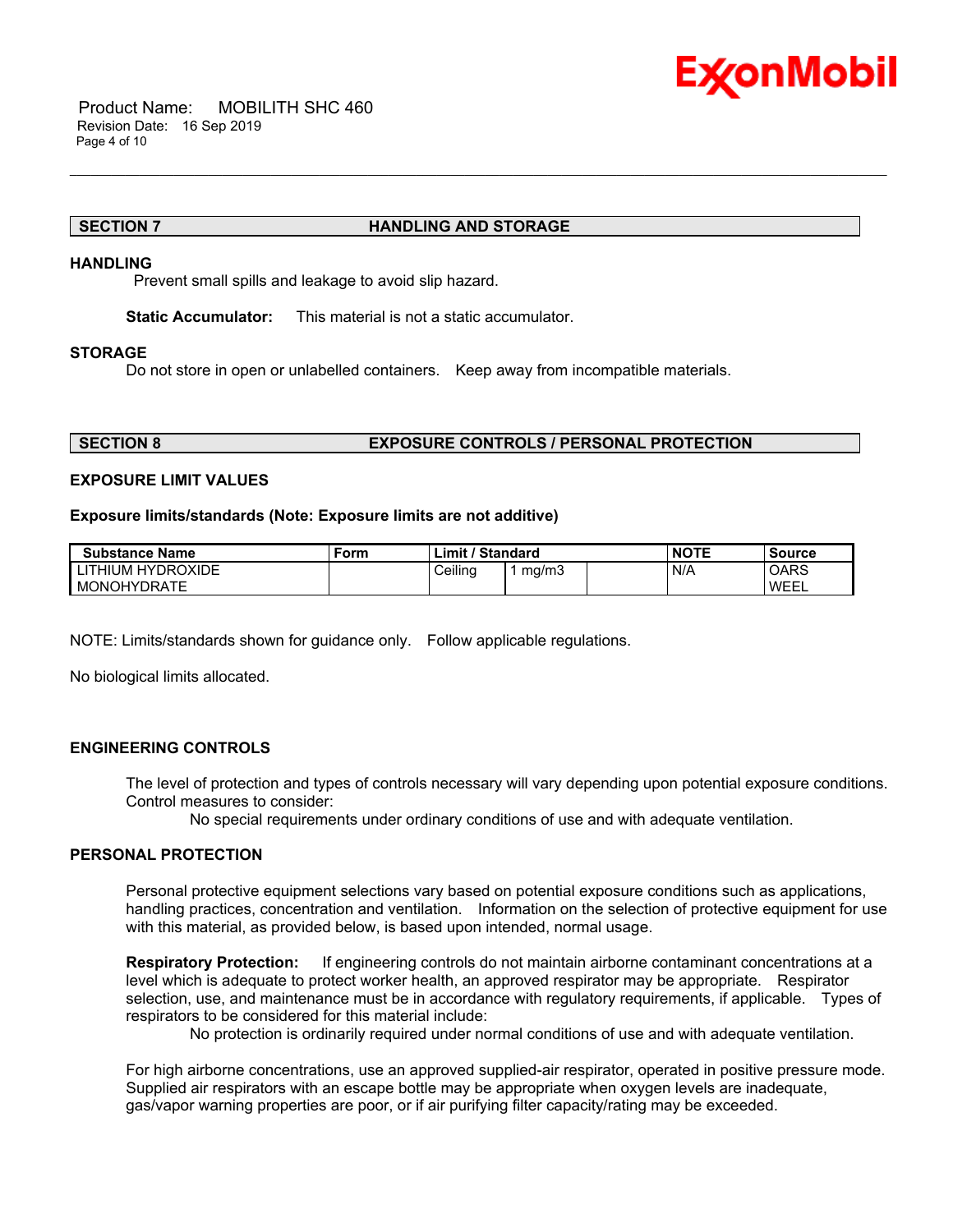## SECTION 7 HANDLING AND STORAGE

### HANDLING

Prevent small spills and leakage to avoid slip hazard.

**Static Accumulator:** This material is not a static accumulator.

### STORAGE

Do not store in open or unlabelled containers. Keep away from incompatible materials.

## SECTION 8 EXPOSURE CONTROLS / PERSONAL PROTECTION

### EXPOSURE LIMIT VALUES

**Exposure limits/standards (Note: Exposure limits are not additive)**

| Substance Name | Form | Limit / Standard | | | NOTE | Source |
|---|---|---|---|---|---|---|
| LITHIUM HYDROXIDE MONOHYDRATE | | Ceiling | 1 mg/m3 | | N/A | OARS WEEL |

NOTE: Limits/standards shown for guidance only. Follow applicable regulations.

No biological limits allocated.

### ENGINEERING CONTROLS

The level of protection and types of controls necessary will vary depending upon potential exposure conditions. Control measures to consider:

No special requirements under ordinary conditions of use and with adequate ventilation.

### PERSONAL PROTECTION

Personal protective equipment selections vary based on potential exposure conditions such as applications, handling practices, concentration and ventilation. Information on the selection of protective equipment for use with this material, as provided below, is based upon intended, normal usage.

**Respiratory Protection:** If engineering controls do not maintain airborne contaminant concentrations at a level which is adequate to protect worker health, an approved respirator may be appropriate. Respirator selection, use, and maintenance must be in accordance with regulatory requirements, if applicable. Types of respirators to be considered for this material include:

No protection is ordinarily required under normal conditions of use and with adequate ventilation.

For high airborne concentrations, use an approved supplied-air respirator, operated in positive pressure mode. Supplied air respirators with an escape bottle may be appropriate when oxygen levels are inadequate, gas/vapor warning properties are poor, or if air purifying filter capacity/rating may be exceeded.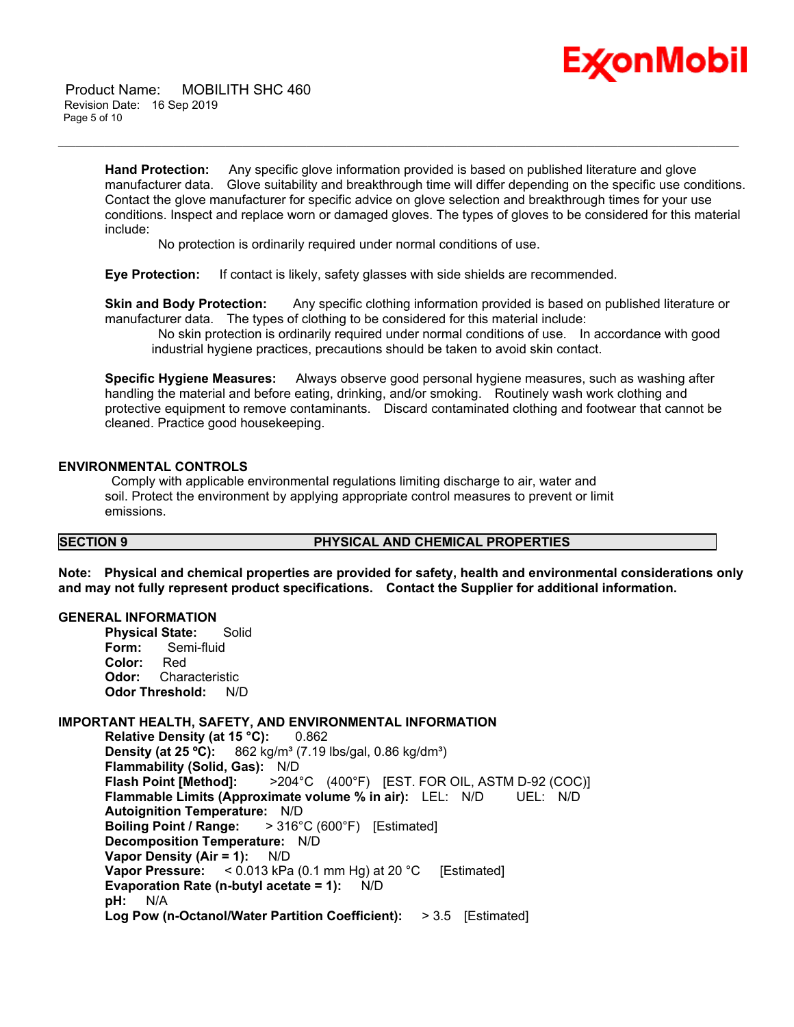**Hand Protection:** Any specific glove information provided is based on published literature and glove manufacturer data. Glove suitability and breakthrough time will differ depending on the specific use conditions. Contact the glove manufacturer for specific advice on glove selection and breakthrough times for your use conditions. Inspect and replace worn or damaged gloves. The types of gloves to be considered for this material include:

No protection is ordinarily required under normal conditions of use.

**Eye Protection:** If contact is likely, safety glasses with side shields are recommended.

**Skin and Body Protection:** Any specific clothing information provided is based on published literature or manufacturer data. The types of clothing to be considered for this material include:

No skin protection is ordinarily required under normal conditions of use. In accordance with good industrial hygiene practices, precautions should be taken to avoid skin contact.

**Specific Hygiene Measures:** Always observe good personal hygiene measures, such as washing after handling the material and before eating, drinking, and/or smoking. Routinely wash work clothing and protective equipment to remove contaminants. Discard contaminated clothing and footwear that cannot be cleaned. Practice good housekeeping.

## ENVIRONMENTAL CONTROLS

Comply with applicable environmental regulations limiting discharge to air, water and soil. Protect the environment by applying appropriate control measures to prevent or limit emissions.

## SECTION 9 PHYSICAL AND CHEMICAL PROPERTIES

**Note: Physical and chemical properties are provided for safety, health and environmental considerations only and may not fully represent product specifications. Contact the Supplier for additional information.**

### GENERAL INFORMATION

**Physical State:** Solid
**Form:** Semi-fluid
**Color:** Red
**Odor:** Characteristic
**Odor Threshold:** N/D

### IMPORTANT HEALTH, SAFETY, AND ENVIRONMENTAL INFORMATION

**Relative Density (at 15 °C):** 0.862
**Density (at 25 ºC):** 862 kg/m³ (7.19 lbs/gal, 0.86 kg/dm³)
**Flammability (Solid, Gas):** N/D
**Flash Point [Method]:** >204°C (400°F) [EST. FOR OIL, ASTM D-92 (COC)]
**Flammable Limits (Approximate volume % in air):** LEL: N/D UEL: N/D
**Autoignition Temperature:** N/D
**Boiling Point / Range:** > 316°C (600°F) [Estimated]
**Decomposition Temperature:** N/D
**Vapor Density (Air = 1):** N/D
**Vapor Pressure:** < 0.013 kPa (0.1 mm Hg) at 20 °C [Estimated]
**Evaporation Rate (n-butyl acetate = 1):** N/D
**pH:** N/A
**Log Pow (n-Octanol/Water Partition Coefficient):** > 3.5 [Estimated]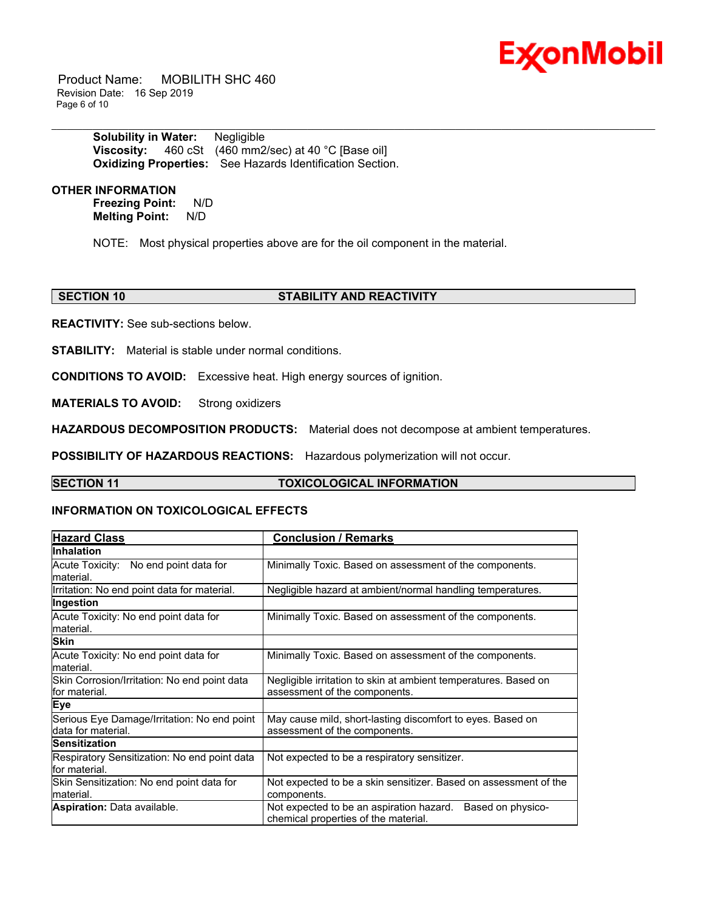**Solubility in Water:** Negligible
**Viscosity:** 460 cSt (460 mm2/sec) at 40 °C [Base oil]
**Oxidizing Properties:** See Hazards Identification Section.

**OTHER INFORMATION**

**Freezing Point:** N/D
**Melting Point:** N/D

NOTE: Most physical properties above are for the oil component in the material.

## SECTION 10 STABILITY AND REACTIVITY

**REACTIVITY:** See sub-sections below.

**STABILITY:** Material is stable under normal conditions.

**CONDITIONS TO AVOID:** Excessive heat. High energy sources of ignition.

**MATERIALS TO AVOID:** Strong oxidizers

**HAZARDOUS DECOMPOSITION PRODUCTS:** Material does not decompose at ambient temperatures.

**POSSIBILITY OF HAZARDOUS REACTIONS:** Hazardous polymerization will not occur.

## SECTION 11 TOXICOLOGICAL INFORMATION

### INFORMATION ON TOXICOLOGICAL EFFECTS

| Hazard Class | Conclusion / Remarks |
|---|---|
| **Inhalation** | |
| Acute Toxicity: No end point data for material. | Minimally Toxic. Based on assessment of the components. |
| Irritation: No end point data for material. | Negligible hazard at ambient/normal handling temperatures. |
| **Ingestion** | |
| Acute Toxicity: No end point data for material. | Minimally Toxic. Based on assessment of the components. |
| **Skin** | |
| Acute Toxicity: No end point data for material. | Minimally Toxic. Based on assessment of the components. |
| Skin Corrosion/Irritation: No end point data for material. | Negligible irritation to skin at ambient temperatures. Based on assessment of the components. |
| **Eye** | |
| Serious Eye Damage/Irritation: No end point data for material. | May cause mild, short-lasting discomfort to eyes. Based on assessment of the components. |
| **Sensitization** | |
| Respiratory Sensitization: No end point data for material. | Not expected to be a respiratory sensitizer. |
| Skin Sensitization: No end point data for material. | Not expected to be a skin sensitizer. Based on assessment of the components. |
| **Aspiration:** Data available. | Not expected to be an aspiration hazard. Based on physico-chemical properties of the material. |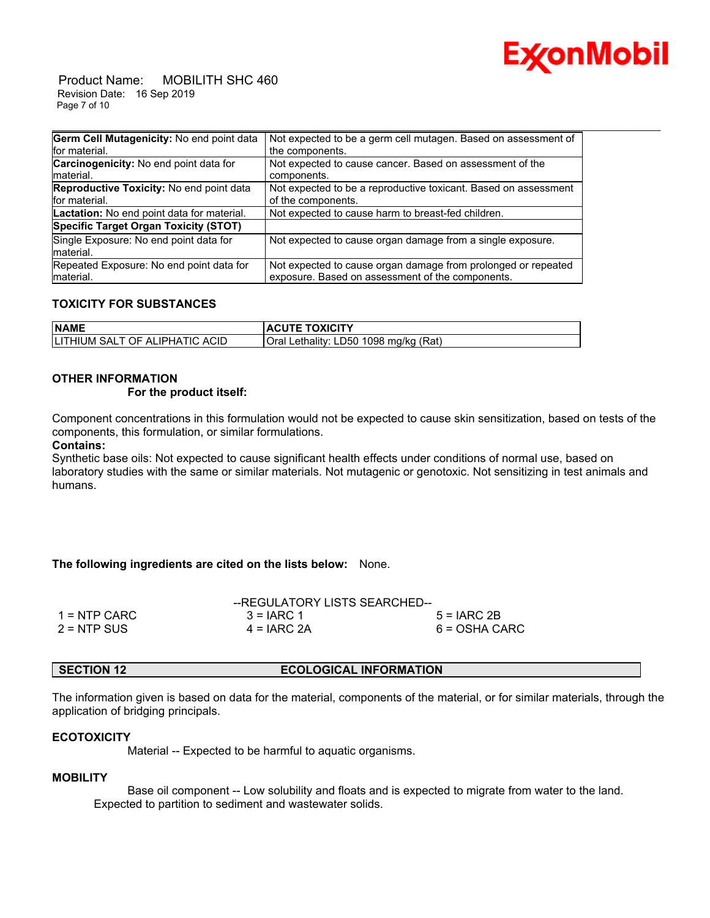| **Germ Cell Mutagenicity:** No end point data for material. | Not expected to be a germ cell mutagen. Based on assessment of the components. |
|---|---|
| **Carcinogenicity:** No end point data for material. | Not expected to cause cancer. Based on assessment of the components. |
| **Reproductive Toxicity:** No end point data for material. | Not expected to be a reproductive toxicant. Based on assessment of the components. |
| **Lactation:** No end point data for material. | Not expected to cause harm to breast-fed children. |
| **Specific Target Organ Toxicity (STOT)** | |
| Single Exposure: No end point data for material. | Not expected to cause organ damage from a single exposure. |
| Repeated Exposure: No end point data for material. | Not expected to cause organ damage from prolonged or repeated exposure. Based on assessment of the components. |

### TOXICITY FOR SUBSTANCES

| NAME | ACUTE TOXICITY |
|---|---|
| LITHIUM SALT OF ALIPHATIC ACID | Oral Lethality: LD50 1098 mg/kg (Rat) |

### OTHER INFORMATION

**For the product itself:**

Component concentrations in this formulation would not be expected to cause skin sensitization, based on tests of the components, this formulation, or similar formulations.

**Contains:**

Synthetic base oils: Not expected to cause significant health effects under conditions of normal use, based on laboratory studies with the same or similar materials. Not mutagenic or genotoxic. Not sensitizing in test animals and humans.

**The following ingredients are cited on the lists below:** None.

--REGULATORY LISTS SEARCHED--

| | | |
|---|---|---|
| 1 = NTP CARC | 3 = IARC 1 | 5 = IARC 2B |
| 2 = NTP SUS | 4 = IARC 2A | 6 = OSHA CARC |

## SECTION 12 ECOLOGICAL INFORMATION

The information given is based on data for the material, components of the material, or for similar materials, through the application of bridging principals.

### ECOTOXICITY

Material -- Expected to be harmful to aquatic organisms.

### MOBILITY

Base oil component -- Low solubility and floats and is expected to migrate from water to the land. Expected to partition to sediment and wastewater solids.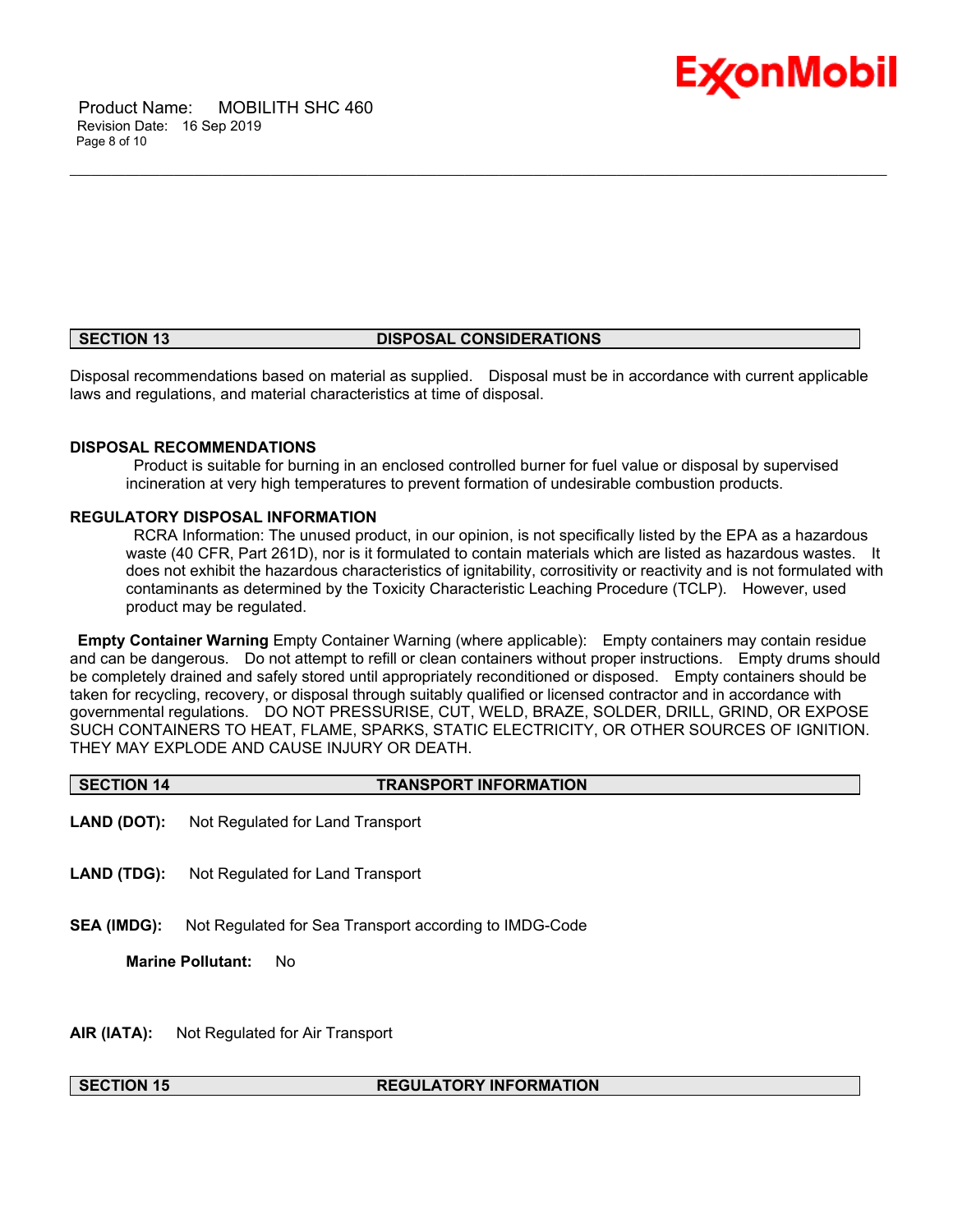## SECTION 13 DISPOSAL CONSIDERATIONS

Disposal recommendations based on material as supplied. Disposal must be in accordance with current applicable laws and regulations, and material characteristics at time of disposal.

**DISPOSAL RECOMMENDATIONS**

Product is suitable for burning in an enclosed controlled burner for fuel value or disposal by supervised incineration at very high temperatures to prevent formation of undesirable combustion products.

**REGULATORY DISPOSAL INFORMATION**

RCRA Information: The unused product, in our opinion, is not specifically listed by the EPA as a hazardous waste (40 CFR, Part 261D), nor is it formulated to contain materials which are listed as hazardous wastes. It does not exhibit the hazardous characteristics of ignitability, corrositivity or reactivity and is not formulated with contaminants as determined by the Toxicity Characteristic Leaching Procedure (TCLP). However, used product may be regulated.

**Empty Container Warning** Empty Container Warning (where applicable): Empty containers may contain residue and can be dangerous. Do not attempt to refill or clean containers without proper instructions. Empty drums should be completely drained and safely stored until appropriately reconditioned or disposed. Empty containers should be taken for recycling, recovery, or disposal through suitably qualified or licensed contractor and in accordance with governmental regulations. DO NOT PRESSURISE, CUT, WELD, BRAZE, SOLDER, DRILL, GRIND, OR EXPOSE SUCH CONTAINERS TO HEAT, FLAME, SPARKS, STATIC ELECTRICITY, OR OTHER SOURCES OF IGNITION. THEY MAY EXPLODE AND CAUSE INJURY OR DEATH.

## SECTION 14 TRANSPORT INFORMATION

**LAND (DOT):** Not Regulated for Land Transport

**LAND (TDG):** Not Regulated for Land Transport

**SEA (IMDG):** Not Regulated for Sea Transport according to IMDG-Code

**Marine Pollutant:** No

**AIR (IATA):** Not Regulated for Air Transport

## SECTION 15 REGULATORY INFORMATION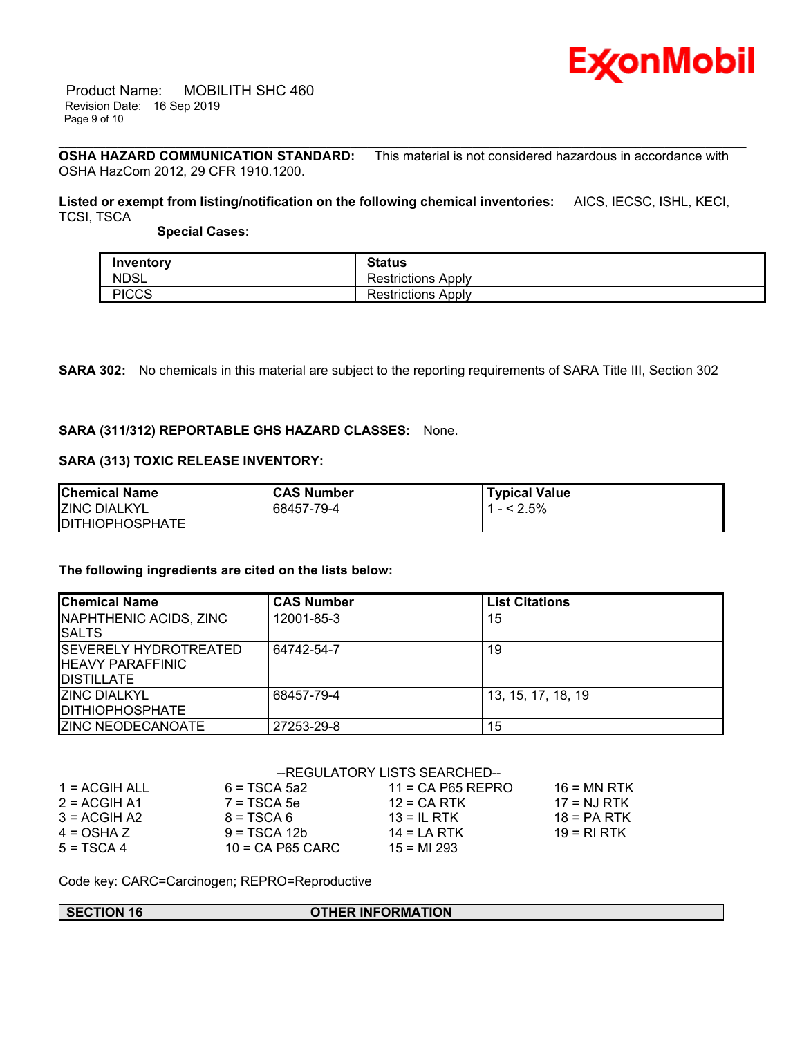**OSHA HAZARD COMMUNICATION STANDARD:** This material is not considered hazardous in accordance with OSHA HazCom 2012, 29 CFR 1910.1200.

**Listed or exempt from listing/notification on the following chemical inventories:** AICS, IECSC, ISHL, KECI, TCSI, TSCA

**Special Cases:**

| Inventory | Status |
|---|---|
| NDSL | Restrictions Apply |
| PICCS | Restrictions Apply |

**SARA 302:** No chemicals in this material are subject to the reporting requirements of SARA Title III, Section 302

**SARA (311/312) REPORTABLE GHS HAZARD CLASSES:** None.

**SARA (313) TOXIC RELEASE INVENTORY:**

| Chemical Name | CAS Number | Typical Value |
|---|---|---|
| ZINC DIALKYL DITHIOPHOSPHATE | 68457-79-4 | 1 - < 2.5% |

**The following ingredients are cited on the lists below:**

| Chemical Name | CAS Number | List Citations |
|---|---|---|
| NAPHTHENIC ACIDS, ZINC SALTS | 12001-85-3 | 15 |
| SEVERELY HYDROTREATED HEAVY PARAFFINIC DISTILLATE | 64742-54-7 | 19 |
| ZINC DIALKYL DITHIOPHOSPHATE | 68457-79-4 | 13, 15, 17, 18, 19 |
| ZINC NEODECANOATE | 27253-29-8 | 15 |

--REGULATORY LISTS SEARCHED--

| | | | |
|---|---|---|---|
| 1 = ACGIH ALL | 6 = TSCA 5a2 | 11 = CA P65 REPRO | 16 = MN RTK |
| 2 = ACGIH A1 | 7 = TSCA 5e | 12 = CA RTK | 17 = NJ RTK |
| 3 = ACGIH A2 | 8 = TSCA 6 | 13 = IL RTK | 18 = PA RTK |
| 4 = OSHA Z | 9 = TSCA 12b | 14 = LA RTK | 19 = RI RTK |
| 5 = TSCA 4 | 10 = CA P65 CARC | 15 = MI 293 | |

Code key: CARC=Carcinogen; REPRO=Reproductive

## SECTION 16 OTHER INFORMATION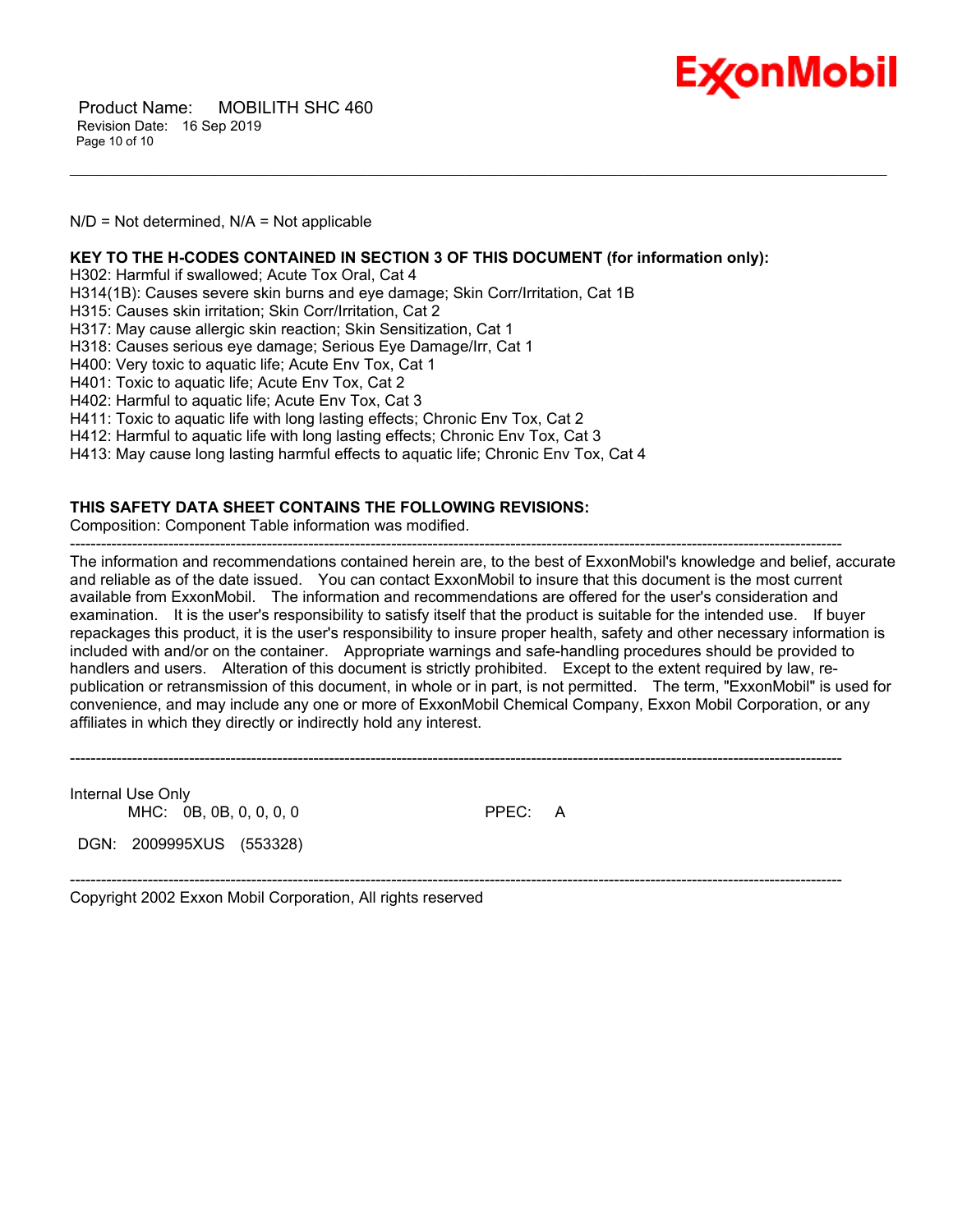N/D = Not determined, N/A = Not applicable

**KEY TO THE H-CODES CONTAINED IN SECTION 3 OF THIS DOCUMENT (for information only):**

H302: Harmful if swallowed; Acute Tox Oral, Cat 4
H314(1B): Causes severe skin burns and eye damage; Skin Corr/Irritation, Cat 1B
H315: Causes skin irritation; Skin Corr/Irritation, Cat 2
H317: May cause allergic skin reaction; Skin Sensitization, Cat 1
H318: Causes serious eye damage; Serious Eye Damage/Irr, Cat 1
H400: Very toxic to aquatic life; Acute Env Tox, Cat 1
H401: Toxic to aquatic life; Acute Env Tox, Cat 2
H402: Harmful to aquatic life; Acute Env Tox, Cat 3
H411: Toxic to aquatic life with long lasting effects; Chronic Env Tox, Cat 2
H412: Harmful to aquatic life with long lasting effects; Chronic Env Tox, Cat 3
H413: May cause long lasting harmful effects to aquatic life; Chronic Env Tox, Cat 4

**THIS SAFETY DATA SHEET CONTAINS THE FOLLOWING REVISIONS:**

Composition: Component Table information was modified.

-----------------------------------------------------------------------------------------------------------------------------------------------

The information and recommendations contained herein are, to the best of ExxonMobil's knowledge and belief, accurate and reliable as of the date issued. You can contact ExxonMobil to insure that this document is the most current available from ExxonMobil. The information and recommendations are offered for the user's consideration and examination. It is the user's responsibility to satisfy itself that the product is suitable for the intended use. If buyer repackages this product, it is the user's responsibility to insure proper health, safety and other necessary information is included with and/or on the container. Appropriate warnings and safe-handling procedures should be provided to handlers and users. Alteration of this document is strictly prohibited. Except to the extent required by law, re-publication or retransmission of this document, in whole or in part, is not permitted. The term, "ExxonMobil" is used for convenience, and may include any one or more of ExxonMobil Chemical Company, Exxon Mobil Corporation, or any affiliates in which they directly or indirectly hold any interest.

-----------------------------------------------------------------------------------------------------------------------------------------------

Internal Use Only

MHC: 0B, 0B, 0, 0, 0, 0 PPEC: A

DGN: 2009995XUS (553328)

-----------------------------------------------------------------------------------------------------------------------------------------------

Copyright 2002 Exxon Mobil Corporation, All rights reserved